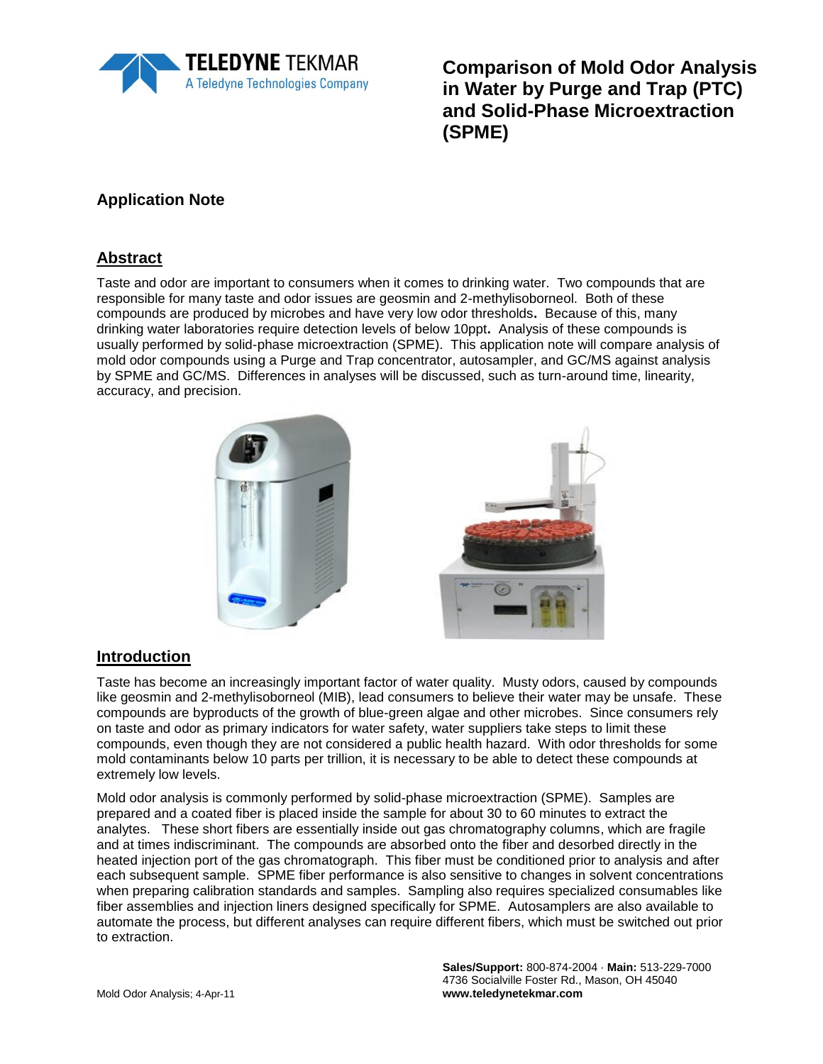# Comparison of Mold Odor Analysis in Water by Purge and Trap (PTC) and Solid-Phase Microextraction (SPME)

## Application Note

## Abstract

Taste and odor are important to consumers when it comes to drinking water. Two compounds that are responsible for many taste and odor issues are geosmin and 2-methylisoborneol. Both of these compounds are produced by microbes and have very low odor thresholds. Because of this, many drinking water laboratories require detection levels of below 10ppt. Analysis of these compounds is usually performed by solid-phase microextraction (SPME). This application note will compare analysis of mold odor compounds using a Purge and Trap concentrator, autosampler, and GC/MS against analysis by SPME and GC/MS. Differences in analyses will be discussed, such as turn-around time, linearity, accuracy, and precision.

## Introduction

Taste has become an increasingly important factor of water quality. Musty odors, caused by compounds like geosmin and 2-methylisoborneol (MIB), lead consumers to believe their water may be unsafe. These compounds are byproducts of the growth of blue-green algae and other microbes. Since consumers rely on taste and odor as primary indicators for water safety, water suppliers take steps to limit these compounds, even though they are not considered a public health hazard. With odor thresholds for some mold contaminants below 10 parts per trillion, it is necessary to be able to detect these compounds at extremely low levels.

Mold odor analysis is commonly performed by solid-phase microextraction (SPME). Samples are prepared and a coated fiber is placed inside the sample for about 30 to 60 minutes to extract the analytes. These short fibers are essentially inside out gas chromatography columns, which are fragile and at times indiscriminant. The compounds are absorbed onto the fiber and desorbed directly in the heated injection port of the gas chromatograph. This fiber must be conditioned prior to analysis and after each subsequent sample. SPME fiber performance is also sensitive to changes in solvent concentrations when preparing calibration standards and samples. Sampling also requires specialized consumables like fiber assemblies and injection liners designed specifically for SPME. Autosamplers are also available to automate the process, but different analyses can require different fibers, which must be switched out prior to extraction.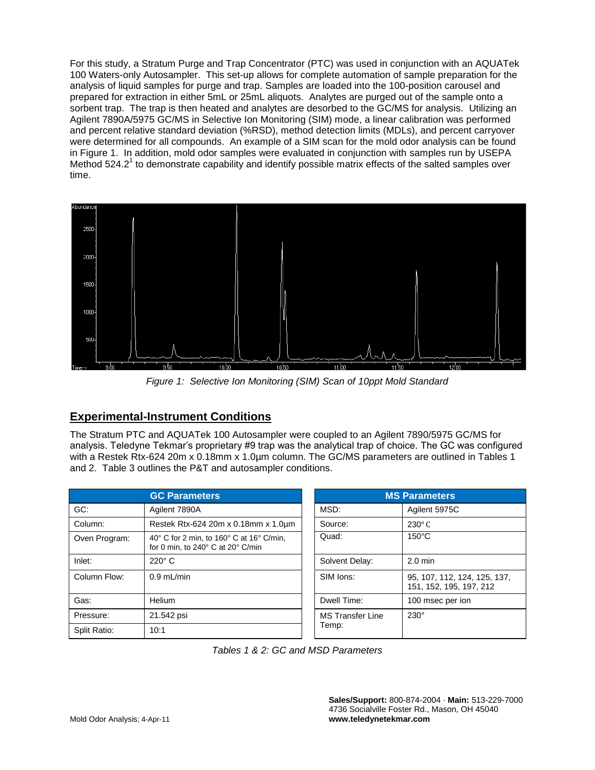For this study, a Stratum Purge and Trap Concentrator (PTC) was used in conjunction with an AQUATek 100 Waters-only Autosampler. This set-up allows for complete automation of sample preparation for the analysis of liquid samples for purge and trap. Samples are loaded into the 100-position carousel and prepared for extraction in either 5mL or 25mL aliquots. Analytes are purged out of the sample onto a sorbent trap. The trap is then heated and analytes are desorbed to the GC/MS for analysis. Utilizing an Agilent 7890A/5975 GC/MS in Selective Ion Monitoring (SIM) mode, a linear calibration was performed and percent relative standard deviation (%RSD), method detection limits (MDLs), and percent carryover were determined for all compounds. An example of a SIM scan for the mold odor analysis can be found in Figure 1. In addition, mold odor samples were evaluated in conjunction with samples run by USEPA Method 524.2[1] to demonstrate capability and identify possible matrix effects of the salted samples over time.

*Figure 1: Selective Ion Monitoring (SIM) Scan of 10ppt Mold Standard*

## Experimental-Instrument Conditions

The Stratum PTC and AQUATek 100 Autosampler were coupled to an Agilent 7890/5975 GC/MS for analysis. Teledyne Tekmar's proprietary #9 trap was the analytical trap of choice. The GC was configured with a Restek Rtx-624 20m x 0.18mm x 1.0µm column. The GC/MS parameters are outlined in Tables 1 and 2. Table 3 outlines the P&T and autosampler conditions.

| GC Parameters | |
|---|---|
| GC: | Agilent 7890A |
| Column: | Restek Rtx-624 20m x 0.18mm x 1.0µm |
| Oven Program: | 40° C for 2 min, to 160° C at 16° C/min, for 0 min, to 240° C at 20° C/min |
| Inlet: | 220° C |
| Column Flow: | 0.9 mL/min |
| Gas: | Helium |
| Pressure: | 21.542 psi |
| Split Ratio: | 10:1 |

| MS Parameters | |
|---|---|
| MSD: | Agilent 5975C |
| Source: | 230° C |
| Quad: | 150°C |
| Solvent Delay: | 2.0 min |
| SIM Ions: | 95, 107, 112, 124, 125, 137, 151, 152, 195, 197, 212 |
| Dwell Time: | 100 msec per ion |
| MS Transfer Line Temp: | 230° |

*Tables 1 & 2: GC and MSD Parameters*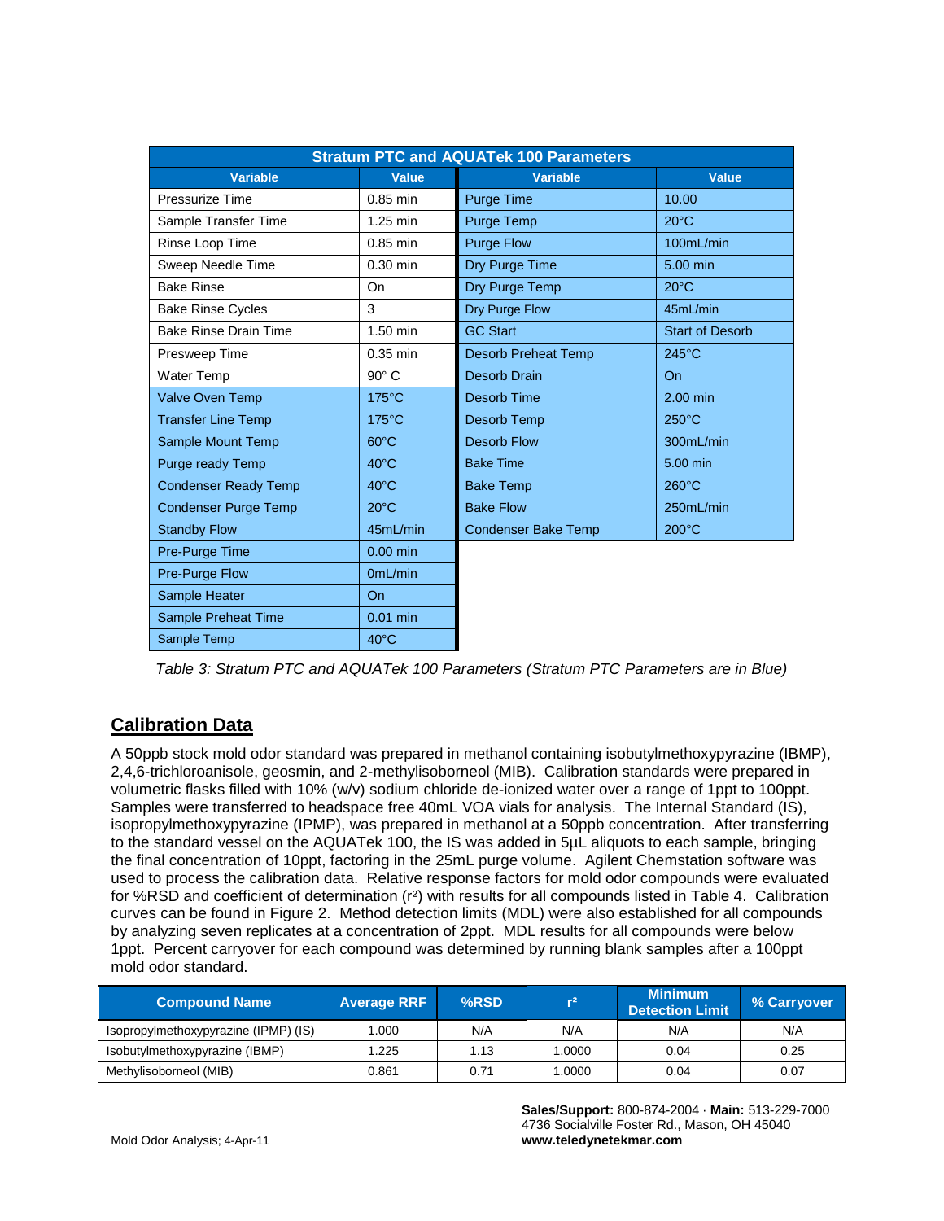| Stratum PTC and AQUATek 100 Parameters | | | |
|---|---|---|---|
| **Variable** | **Value** | **Variable** | **Value** |
| Pressurize Time | 0.85 min | Purge Time | 10.00 |
| Sample Transfer Time | 1.25 min | Purge Temp | 20°C |
| Rinse Loop Time | 0.85 min | Purge Flow | 100mL/min |
| Sweep Needle Time | 0.30 min | Dry Purge Time | 5.00 min |
| Bake Rinse | On | Dry Purge Temp | 20°C |
| Bake Rinse Cycles | 3 | Dry Purge Flow | 45mL/min |
| Bake Rinse Drain Time | 1.50 min | GC Start | Start of Desorb |
| Presweep Time | 0.35 min | Desorb Preheat Temp | 245°C |
| Water Temp | 90° C | Desorb Drain | On |
| Valve Oven Temp | 175°C | Desorb Time | 2.00 min |
| Transfer Line Temp | 175°C | Desorb Temp | 250°C |
| Sample Mount Temp | 60°C | Desorb Flow | 300mL/min |
| Purge ready Temp | 40°C | Bake Time | 5.00 min |
| Condenser Ready Temp | 40°C | Bake Temp | 260°C |
| Condenser Purge Temp | 20°C | Bake Flow | 250mL/min |
| Standby Flow | 45mL/min | Condenser Bake Temp | 200°C |
| Pre-Purge Time | 0.00 min | | |
| Pre-Purge Flow | 0mL/min | | |
| Sample Heater | On | | |
| Sample Preheat Time | 0.01 min | | |
| Sample Temp | 40°C | | |

*Table 3: Stratum PTC and AQUATek 100 Parameters (Stratum PTC Parameters are in Blue)*

## Calibration Data

A 50ppb stock mold odor standard was prepared in methanol containing isobutylmethoxypyrazine (IBMP), 2,4,6-trichloroanisole, geosmin, and 2-methylisoborneol (MIB). Calibration standards were prepared in volumetric flasks filled with 10% (w/v) sodium chloride de-ionized water over a range of 1ppt to 100ppt. Samples were transferred to headspace free 40mL VOA vials for analysis. The Internal Standard (IS), isopropylmethoxypyrazine (IPMP), was prepared in methanol at a 50ppb concentration. After transferring to the standard vessel on the AQUATek 100, the IS was added in 5µL aliquots to each sample, bringing the final concentration of 10ppt, factoring in the 25mL purge volume. Agilent Chemstation software was used to process the calibration data. Relative response factors for mold odor compounds were evaluated for %RSD and coefficient of determination ($r^2$) with results for all compounds listed in Table 4. Calibration curves can be found in Figure 2. Method detection limits (MDL) were also established for all compounds by analyzing seven replicates at a concentration of 2ppt. MDL results for all compounds were below 1ppt. Percent carryover for each compound was determined by running blank samples after a 100ppt mold odor standard.

| Compound Name | Average RRF | %RSD | $r^2$ | Minimum Detection Limit | % Carryover |
|---|---|---|---|---|---|
| Isopropylmethoxypyrazine (IPMP) (IS) | 1.000 | N/A | N/A | N/A | N/A |
| Isobutylmethoxypyrazine (IBMP) | 1.225 | 1.13 | 1.0000 | 0.04 | 0.25 |
| Methylisoborneol (MIB) | 0.861 | 0.71 | 1.0000 | 0.04 | 0.07 |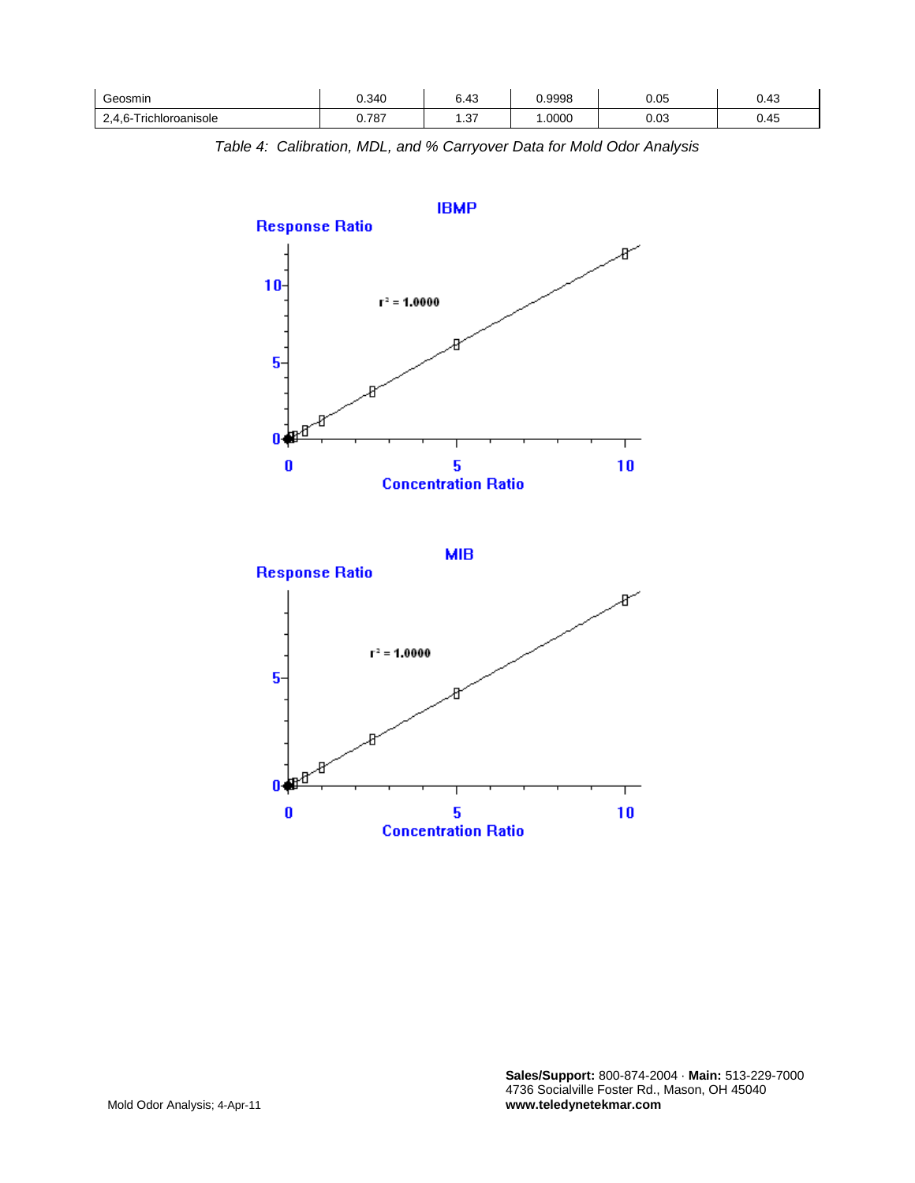| | | | | | |
|---|---|---|---|---|---|
| Geosmin | 0.340 | 6.43 | 0.9998 | 0.05 | 0.43 |
| 2,4,6-Trichloroanisole | 0.787 | 1.37 | 1.0000 | 0.03 | 0.45 |

*Table 4: Calibration, MDL, and % Carryover Data for Mold Odor Analysis*

**IBMP**

Response Ratio

$r^2 = 1.0000$

Concentration Ratio

**MIB**

Response Ratio

$r^2 = 1.0000$

Concentration Ratio

Mold Odor Analysis; 4-Apr-11

**Sales/Support:** 800-874-2004 · **Main:** 513-229-7000
4736 Socialville Foster Rd., Mason, OH 45040
**www.teledynetekmar.com**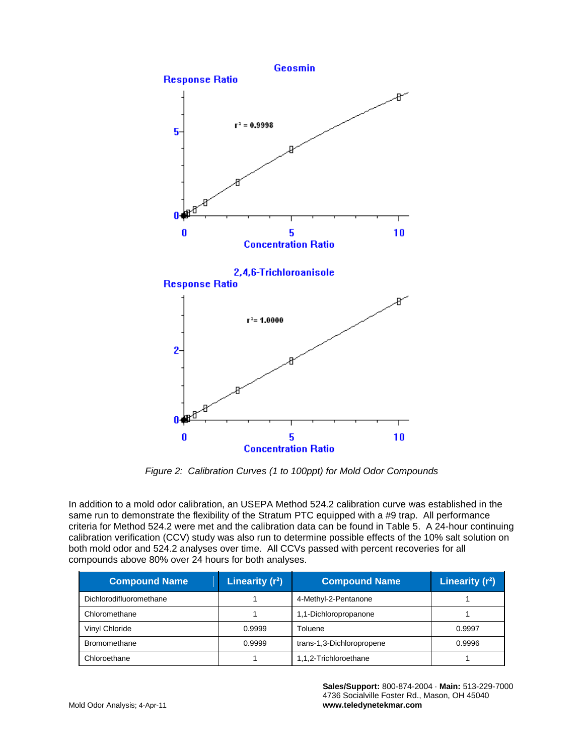Figure 2: *Calibration Curves (1 to 100ppt) for Mold Odor Compounds*

In addition to a mold odor calibration, an USEPA Method 524.2 calibration curve was established in the same run to demonstrate the flexibility of the Stratum PTC equipped with a #9 trap. All performance criteria for Method 524.2 were met and the calibration data can be found in Table 5. A 24-hour continuing calibration verification (CCV) study was also run to determine possible effects of the 10% salt solution on both mold odor and 524.2 analyses over time. All CCVs passed with percent recoveries for all compounds above 80% over 24 hours for both analyses.

| Compound Name | Linearity ($r^2$) | Compound Name | Linearity ($r^2$) |
| --- | --- | --- | --- |
| Dichlorodifluoromethane | 1 | 4-Methyl-2-Pentanone | 1 |
| Chloromethane | 1 | 1,1-Dichloropropanone | 1 |
| Vinyl Chloride | 0.9999 | Toluene | 0.9997 |
| Bromomethane | 0.9999 | trans-1,3-Dichloropropene | 0.9996 |
| Chloroethane | 1 | 1,1,2-Trichloroethane | 1 |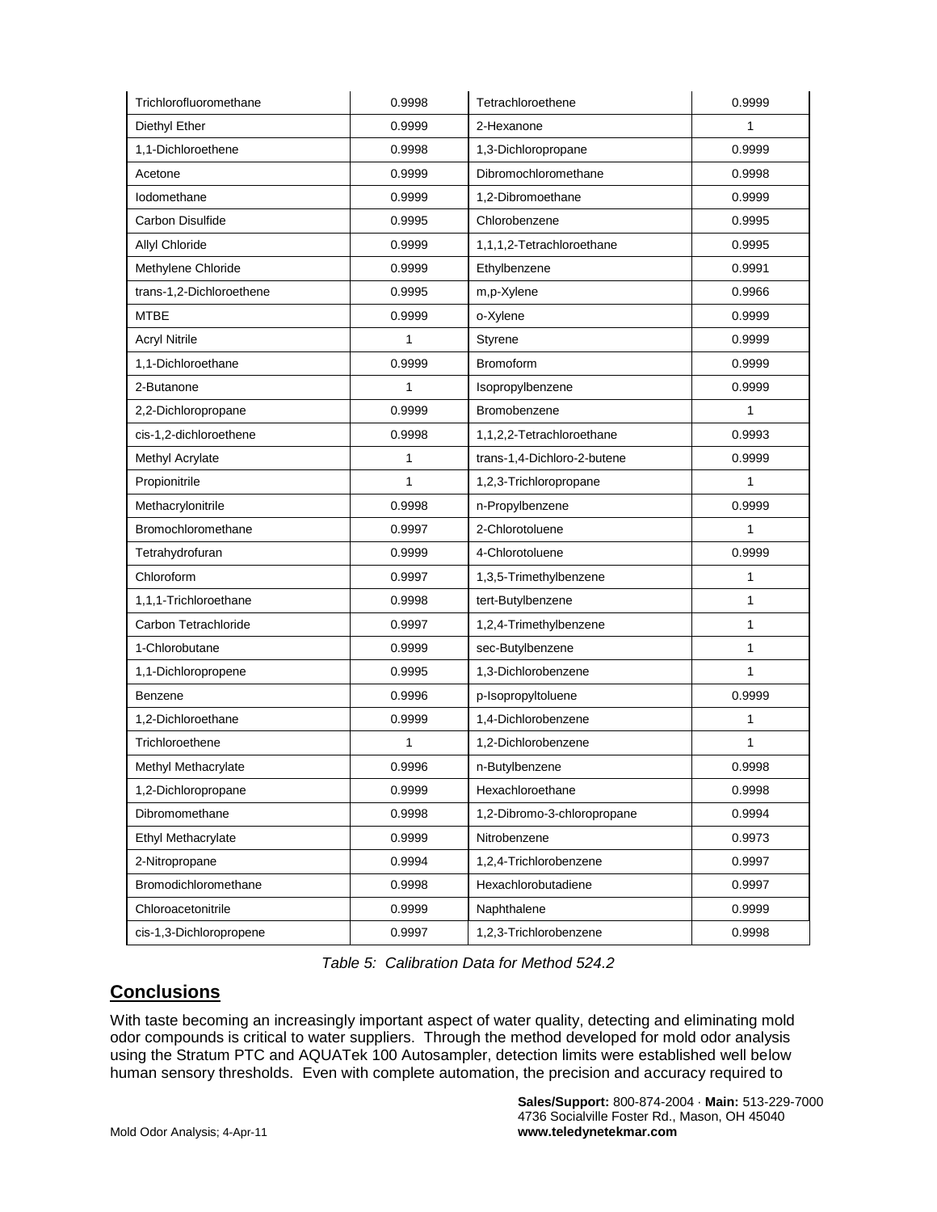| Trichlorofluoromethane | 0.9998 | Tetrachloroethene | 0.9999 |
|---|---|---|---|
| Diethyl Ether | 0.9999 | 2-Hexanone | 1 |
| 1,1-Dichloroethene | 0.9998 | 1,3-Dichloropropane | 0.9999 |
| Acetone | 0.9999 | Dibromochloromethane | 0.9998 |
| Iodomethane | 0.9999 | 1,2-Dibromoethane | 0.9999 |
| Carbon Disulfide | 0.9995 | Chlorobenzene | 0.9995 |
| Allyl Chloride | 0.9999 | 1,1,1,2-Tetrachloroethane | 0.9995 |
| Methylene Chloride | 0.9999 | Ethylbenzene | 0.9991 |
| trans-1,2-Dichloroethene | 0.9995 | m,p-Xylene | 0.9966 |
| MTBE | 0.9999 | o-Xylene | 0.9999 |
| Acryl Nitrile | 1 | Styrene | 0.9999 |
| 1,1-Dichloroethane | 0.9999 | Bromoform | 0.9999 |
| 2-Butanone | 1 | Isopropylbenzene | 0.9999 |
| 2,2-Dichloropropane | 0.9999 | Bromobenzene | 1 |
| cis-1,2-dichloroethene | 0.9998 | 1,1,2,2-Tetrachloroethane | 0.9993 |
| Methyl Acrylate | 1 | trans-1,4-Dichloro-2-butene | 0.9999 |
| Propionitrile | 1 | 1,2,3-Trichloropropane | 1 |
| Methacrylonitrile | 0.9998 | n-Propylbenzene | 0.9999 |
| Bromochloromethane | 0.9997 | 2-Chlorotoluene | 1 |
| Tetrahydrofuran | 0.9999 | 4-Chlorotoluene | 0.9999 |
| Chloroform | 0.9997 | 1,3,5-Trimethylbenzene | 1 |
| 1,1,1-Trichloroethane | 0.9998 | tert-Butylbenzene | 1 |
| Carbon Tetrachloride | 0.9997 | 1,2,4-Trimethylbenzene | 1 |
| 1-Chlorobutane | 0.9999 | sec-Butylbenzene | 1 |
| 1,1-Dichloropropene | 0.9995 | 1,3-Dichlorobenzene | 1 |
| Benzene | 0.9996 | p-Isopropyltoluene | 0.9999 |
| 1,2-Dichloroethane | 0.9999 | 1,4-Dichlorobenzene | 1 |
| Trichloroethene | 1 | 1,2-Dichlorobenzene | 1 |
| Methyl Methacrylate | 0.9996 | n-Butylbenzene | 0.9998 |
| 1,2-Dichloropropane | 0.9999 | Hexachloroethane | 0.9998 |
| Dibromomethane | 0.9998 | 1,2-Dibromo-3-chloropropane | 0.9994 |
| Ethyl Methacrylate | 0.9999 | Nitrobenzene | 0.9973 |
| 2-Nitropropane | 0.9994 | 1,2,4-Trichlorobenzene | 0.9997 |
| Bromodichloromethane | 0.9998 | Hexachlorobutadiene | 0.9997 |
| Chloroacetonitrile | 0.9999 | Naphthalene | 0.9999 |
| cis-1,3-Dichloropropene | 0.9997 | 1,2,3-Trichlorobenzene | 0.9998 |

*Table 5: Calibration Data for Method 524.2*

## Conclusions

With taste becoming an increasingly important aspect of water quality, detecting and eliminating mold odor compounds is critical to water suppliers. Through the method developed for mold odor analysis using the Stratum PTC and AQUATek 100 Autosampler, detection limits were established well below human sensory thresholds. Even with complete automation, the precision and accuracy required to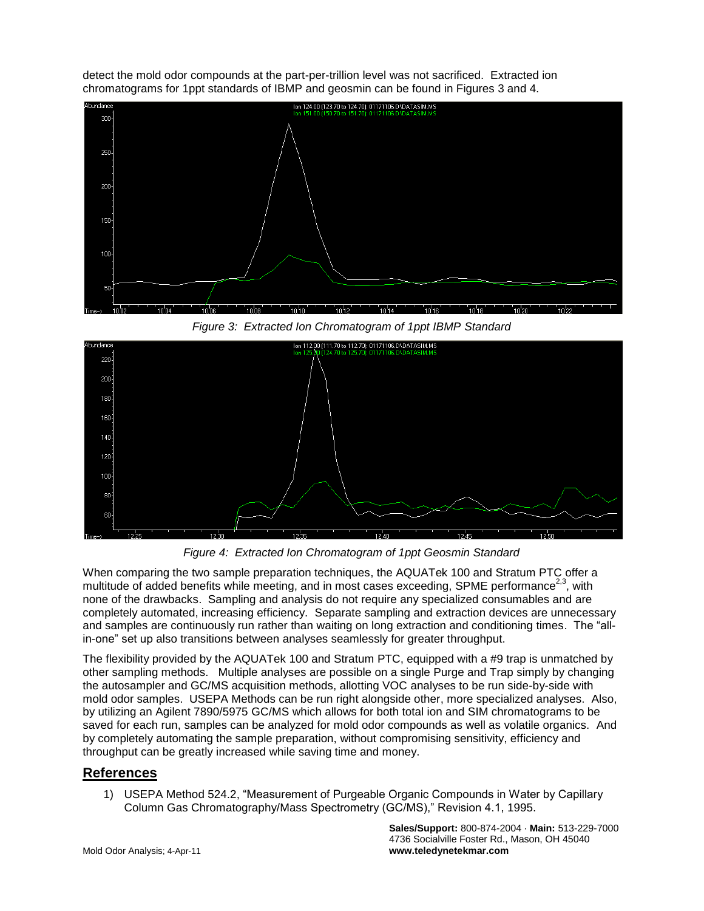detect the mold odor compounds at the part-per-trillion level was not sacrificed. Extracted ion chromatograms for 1ppt standards of IBMP and geosmin can be found in Figures 3 and 4.

*Figure 3: Extracted Ion Chromatogram of 1ppt IBMP Standard*

*Figure 4: Extracted Ion Chromatogram of 1ppt Geosmin Standard*

When comparing the two sample preparation techniques, the AQUATek 100 and Stratum PTC offer a multitude of added benefits while meeting, and in most cases exceeding, SPME performance[2,3], with none of the drawbacks. Sampling and analysis do not require any specialized consumables and are completely automated, increasing efficiency. Separate sampling and extraction devices are unnecessary and samples are continuously run rather than waiting on long extraction and conditioning times. The "all-in-one" set up also transitions between analyses seamlessly for greater throughput.

The flexibility provided by the AQUATek 100 and Stratum PTC, equipped with a #9 trap is unmatched by other sampling methods. Multiple analyses are possible on a single Purge and Trap simply by changing the autosampler and GC/MS acquisition methods, allotting VOC analyses to be run side-by-side with mold odor samples. USEPA Methods can be run right alongside other, more specialized analyses. Also, by utilizing an Agilent 7890/5975 GC/MS which allows for both total ion and SIM chromatograms to be saved for each run, samples can be analyzed for mold odor compounds as well as volatile organics. And by completely automating the sample preparation, without compromising sensitivity, efficiency and throughput can be greatly increased while saving time and money.

## References

1) USEPA Method 524.2, "Measurement of Purgeable Organic Compounds in Water by Capillary Column Gas Chromatography/Mass Spectrometry (GC/MS)," Revision 4.1, 1995.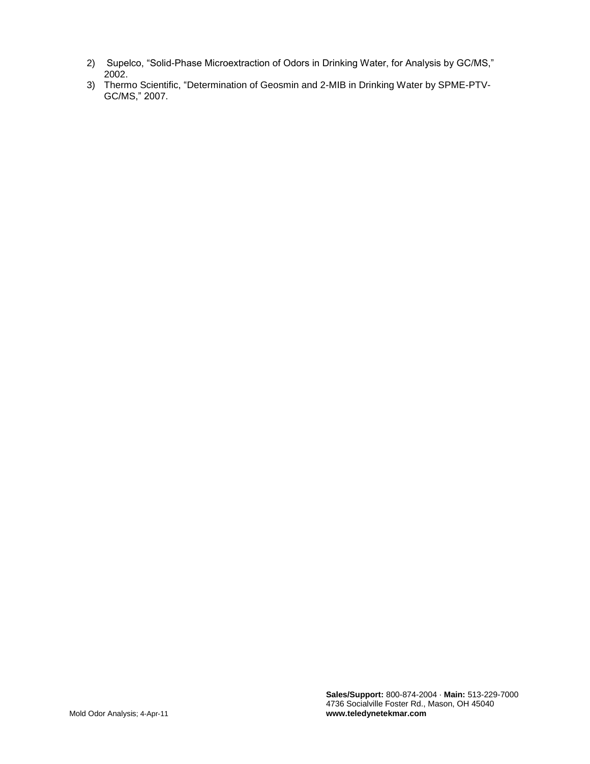2) Supelco, "Solid-Phase Microextraction of Odors in Drinking Water, for Analysis by GC/MS," 2002.
3) Thermo Scientific, "Determination of Geosmin and 2-MIB in Drinking Water by SPME-PTV-GC/MS," 2007.